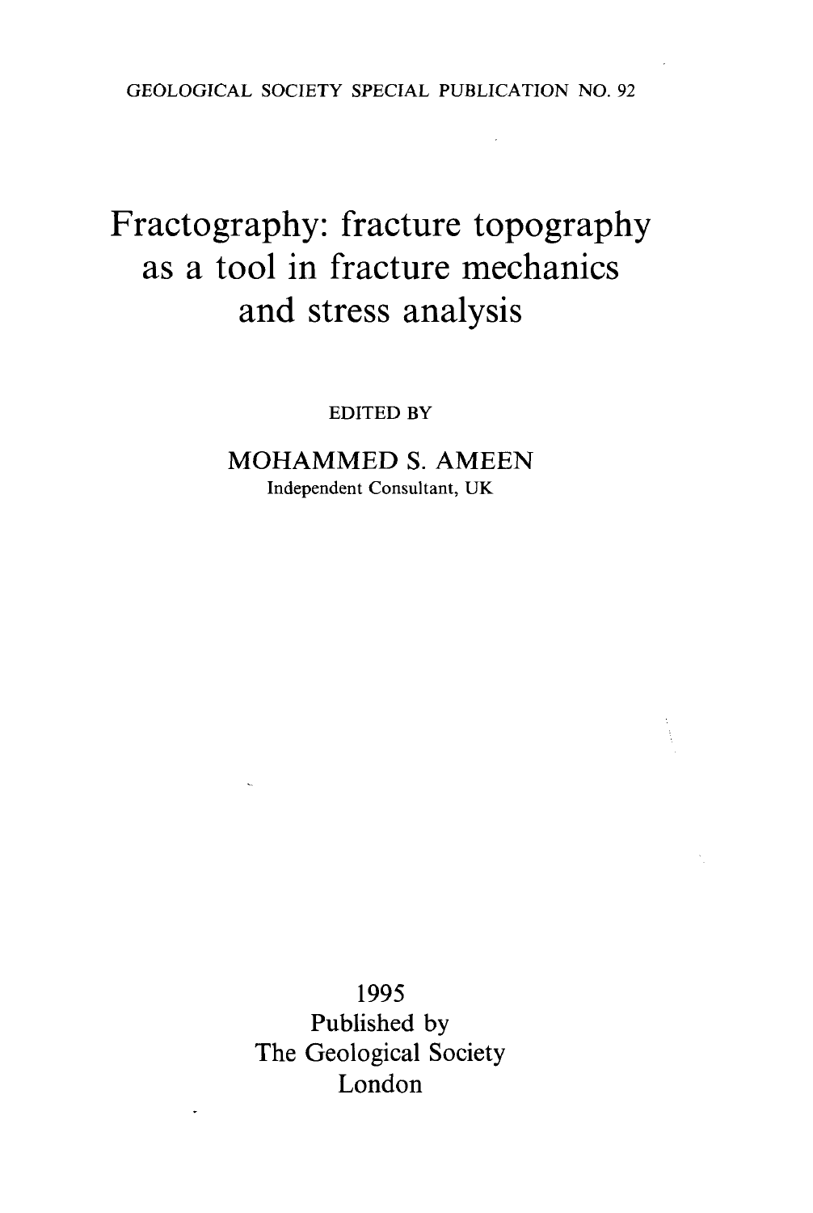GEOLOGICAL SOCIETY SPECIAL PUBLICATION NO. 92

# Fractography: fracture topography as a tool in fracture mechanics and stress analysis

EDITED BY

MOHAMMED S. AMEEN

Independent Consultant, UK

1995

Published by

The Geological Society

London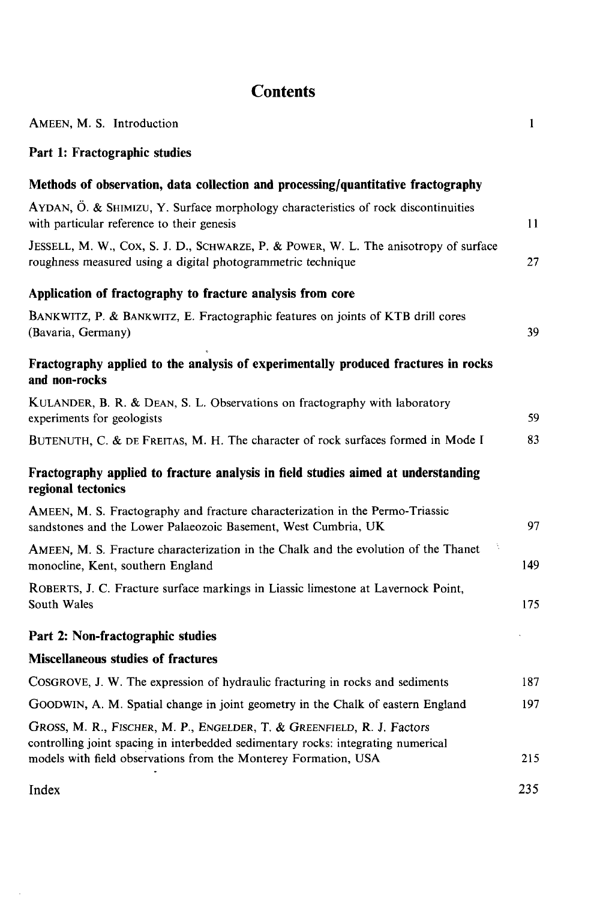# Contents

AMEEN, M. S. Introduction 1

## Part 1: Fractographic studies

### Methods of observation, data collection and processing/quantitative fractography

AYDAN, Ö. & SHIMIZU, Y. Surface morphology characteristics of rock discontinuities with particular reference to their genesis 11

JESSELL, M. W., COX, S. J. D., SCHWARZE, P. & POWER, W. L. The anisotropy of surface roughness measured using a digital photogrammetric technique 27

### Application of fractography to fracture analysis from core

BANKWITZ, P. & BANKWITZ, E. Fractographic features on joints of KTB drill cores (Bavaria, Germany) 39

### Fractography applied to the analysis of experimentally produced fractures in rocks and non-rocks

KULANDER, B. R. & DEAN, S. L. Observations on fractography with laboratory experiments for geologists 59

BUTENUTH, C. & DE FREITAS, M. H. The character of rock surfaces formed in Mode I 83

### Fractography applied to fracture analysis in field studies aimed at understanding regional tectonics

AMEEN, M. S. Fractography and fracture characterization in the Permo-Triassic sandstones and the Lower Palaeozoic Basement, West Cumbria, UK 97

AMEEN, M. S. Fracture characterization in the Chalk and the evolution of the Thanet monocline, Kent, southern England 149

ROBERTS, J. C. Fracture surface markings in Liassic limestone at Lavernock Point, South Wales 175

## Part 2: Non-fractographic studies

### Miscellaneous studies of fractures

COSGROVE, J. W. The expression of hydraulic fracturing in rocks and sediments 187

GOODWIN, A. M. Spatial change in joint geometry in the Chalk of eastern England 197

GROSS, M. R., FISCHER, M. P., ENGELDER, T. & GREENFIELD, R. J. Factors controlling joint spacing in interbedded sedimentary rocks: integrating numerical models with field observations from the Monterey Formation, USA 215

Index 235